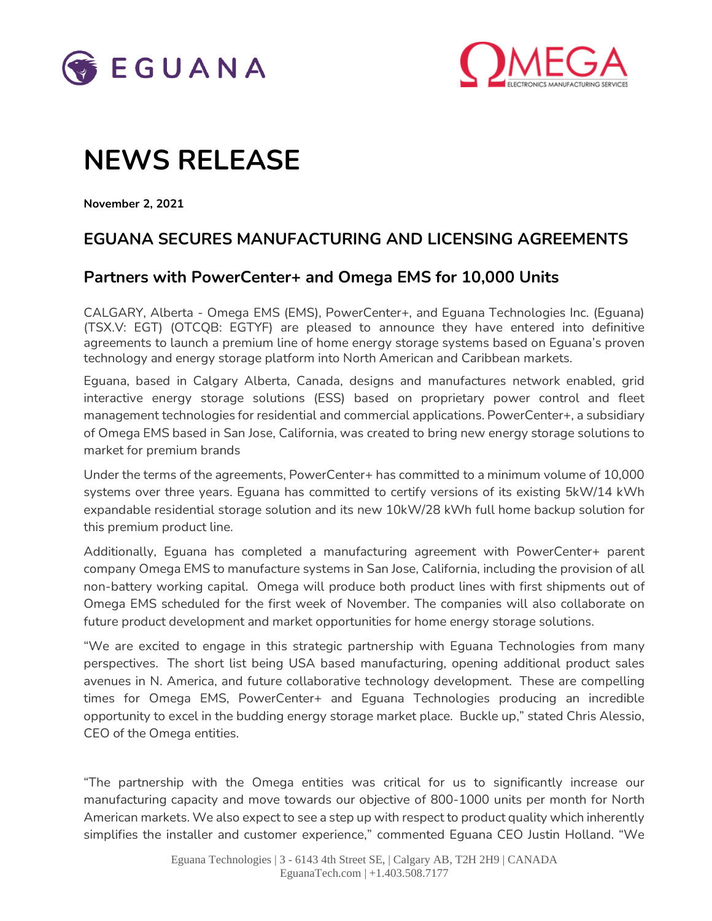EGUANA

OMEGA ELECTRONICS MANUFACTURING SERVICES

# NEWS RELEASE

**November 2, 2021**

## EGUANA SECURES MANUFACTURING AND LICENSING AGREEMENTS

### Partners with PowerCenter+ and Omega EMS for 10,000 Units

CALGARY, Alberta - Omega EMS (EMS), PowerCenter+, and Eguana Technologies Inc. (Eguana) (TSX.V: EGT) (OTCQB: EGTYF) are pleased to announce they have entered into definitive agreements to launch a premium line of home energy storage systems based on Eguana's proven technology and energy storage platform into North American and Caribbean markets.

Eguana, based in Calgary Alberta, Canada, designs and manufactures network enabled, grid interactive energy storage solutions (ESS) based on proprietary power control and fleet management technologies for residential and commercial applications. PowerCenter+, a subsidiary of Omega EMS based in San Jose, California, was created to bring new energy storage solutions to market for premium brands

Under the terms of the agreements, PowerCenter+ has committed to a minimum volume of 10,000 systems over three years. Eguana has committed to certify versions of its existing 5kW/14 kWh expandable residential storage solution and its new 10kW/28 kWh full home backup solution for this premium product line.

Additionally, Eguana has completed a manufacturing agreement with PowerCenter+ parent company Omega EMS to manufacture systems in San Jose, California, including the provision of all non-battery working capital. Omega will produce both product lines with first shipments out of Omega EMS scheduled for the first week of November. The companies will also collaborate on future product development and market opportunities for home energy storage solutions.

"We are excited to engage in this strategic partnership with Eguana Technologies from many perspectives. The short list being USA based manufacturing, opening additional product sales avenues in N. America, and future collaborative technology development. These are compelling times for Omega EMS, PowerCenter+ and Eguana Technologies producing an incredible opportunity to excel in the budding energy storage market place. Buckle up," stated Chris Alessio, CEO of the Omega entities.

"The partnership with the Omega entities was critical for us to significantly increase our manufacturing capacity and move towards our objective of 800-1000 units per month for North American markets. We also expect to see a step up with respect to product quality which inherently simplifies the installer and customer experience," commented Eguana CEO Justin Holland. "We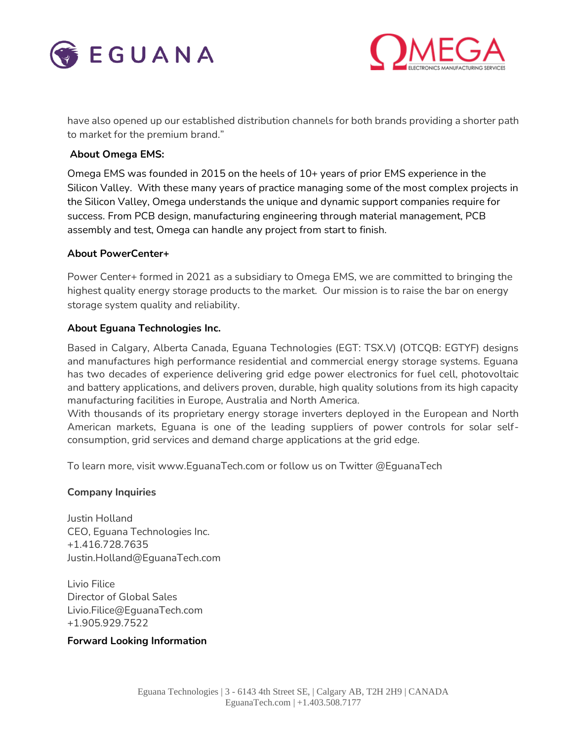have also opened up our established distribution channels for both brands providing a shorter path to market for the premium brand."

**About Omega EMS:**

Omega EMS was founded in 2015 on the heels of 10+ years of prior EMS experience in the Silicon Valley. With these many years of practice managing some of the most complex projects in the Silicon Valley, Omega understands the unique and dynamic support companies require for success. From PCB design, manufacturing engineering through material management, PCB assembly and test, Omega can handle any project from start to finish.

**About PowerCenter+**

Power Center+ formed in 2021 as a subsidiary to Omega EMS, we are committed to bringing the highest quality energy storage products to the market. Our mission is to raise the bar on energy storage system quality and reliability.

**About Eguana Technologies Inc.**

Based in Calgary, Alberta Canada, Eguana Technologies (EGT: TSX.V) (OTCQB: EGTYF) designs and manufactures high performance residential and commercial energy storage systems. Eguana has two decades of experience delivering grid edge power electronics for fuel cell, photovoltaic and battery applications, and delivers proven, durable, high quality solutions from its high capacity manufacturing facilities in Europe, Australia and North America.

With thousands of its proprietary energy storage inverters deployed in the European and North American markets, Eguana is one of the leading suppliers of power controls for solar self-consumption, grid services and demand charge applications at the grid edge.

To learn more, visit www.EguanaTech.com or follow us on Twitter @EguanaTech

**Company Inquiries**

Justin Holland
CEO, Eguana Technologies Inc.
+1.416.728.7635
Justin.Holland@EguanaTech.com

Livio Filice
Director of Global Sales
Livio.Filice@EguanaTech.com
+1.905.929.7522

**Forward Looking Information**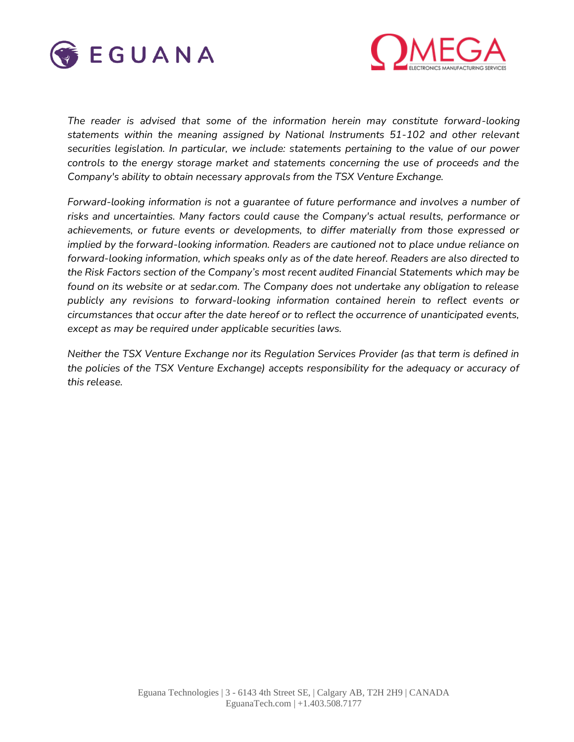*The reader is advised that some of the information herein may constitute forward-looking statements within the meaning assigned by National Instruments 51-102 and other relevant securities legislation. In particular, we include: statements pertaining to the value of our power controls to the energy storage market and statements concerning the use of proceeds and the Company's ability to obtain necessary approvals from the TSX Venture Exchange.*

*Forward-looking information is not a guarantee of future performance and involves a number of risks and uncertainties. Many factors could cause the Company's actual results, performance or achievements, or future events or developments, to differ materially from those expressed or implied by the forward-looking information. Readers are cautioned not to place undue reliance on forward-looking information, which speaks only as of the date hereof. Readers are also directed to the Risk Factors section of the Company's most recent audited Financial Statements which may be found on its website or at sedar.com. The Company does not undertake any obligation to release publicly any revisions to forward-looking information contained herein to reflect events or circumstances that occur after the date hereof or to reflect the occurrence of unanticipated events, except as may be required under applicable securities laws.*

*Neither the TSX Venture Exchange nor its Regulation Services Provider (as that term is defined in the policies of the TSX Venture Exchange) accepts responsibility for the adequacy or accuracy of this release.*